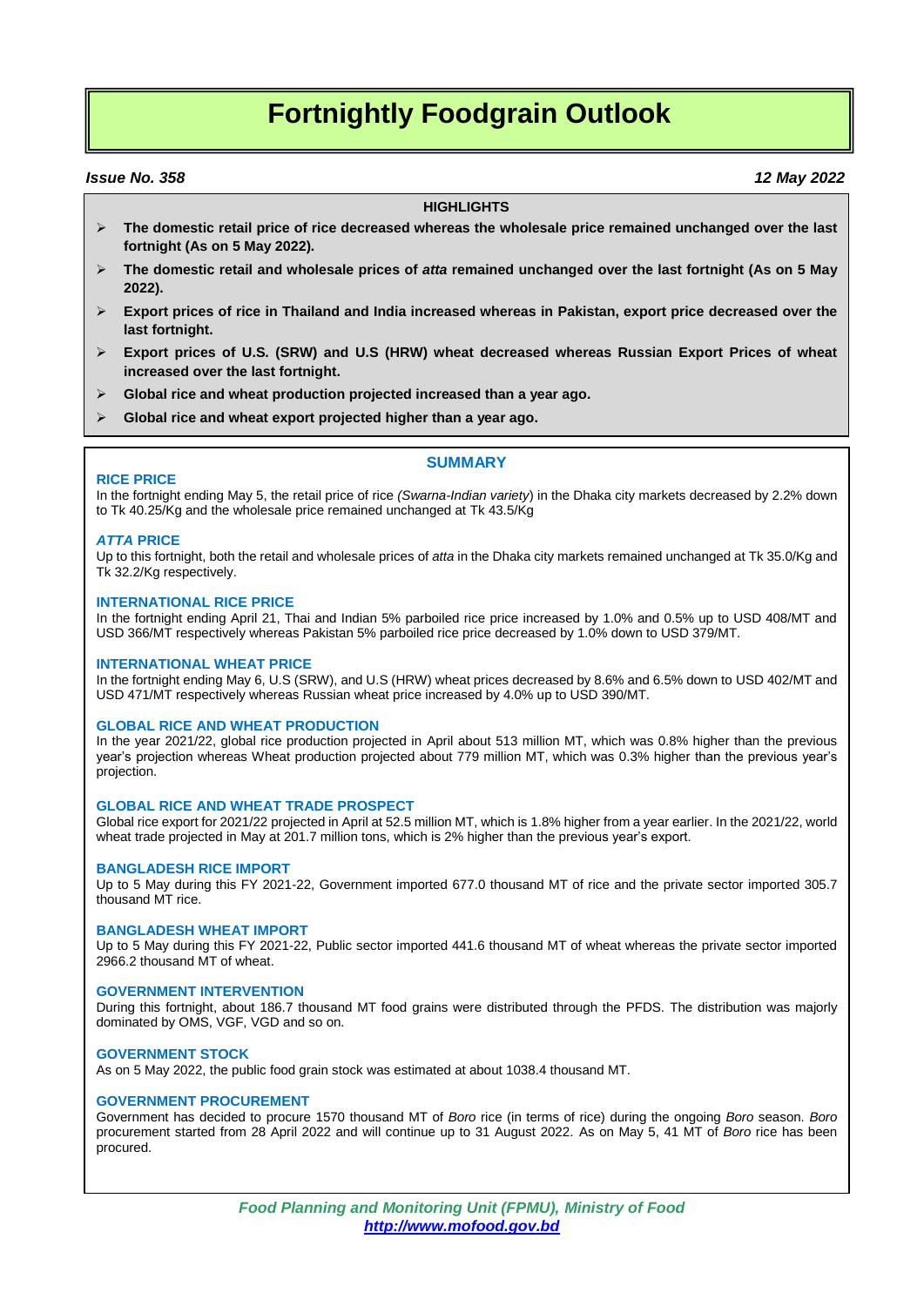# Fortnightly Foodgrain Outlook

***Issue No. 358*** ***12 May 2022***

**HIGHLIGHTS**

- **The domestic retail price of rice decreased whereas the wholesale price remained unchanged over the last fortnight (As on 5 May 2022).**
- **The domestic retail and wholesale prices of *atta* remained unchanged over the last fortnight (As on 5 May 2022).**
- **Export prices of rice in Thailand and India increased whereas in Pakistan, export price decreased over the last fortnight.**
- **Export prices of U.S. (SRW) and U.S (HRW) wheat decreased whereas Russian Export Prices of wheat increased over the last fortnight.**
- **Global rice and wheat production projected increased than a year ago.**
- **Global rice and wheat export projected higher than a year ago.**

## SUMMARY

### RICE PRICE

In the fortnight ending May 5, the retail price of rice *(Swarna-Indian variety*) in the Dhaka city markets decreased by 2.2% down to Tk 40.25/Kg and the wholesale price remained unchanged at Tk 43.5/Kg

### *ATTA* PRICE

Up to this fortnight, both the retail and wholesale prices of *atta* in the Dhaka city markets remained unchanged at Tk 35.0/Kg and Tk 32.2/Kg respectively.

### INTERNATIONAL RICE PRICE

In the fortnight ending April 21, Thai and Indian 5% parboiled rice price increased by 1.0% and 0.5% up to USD 408/MT and USD 366/MT respectively whereas Pakistan 5% parboiled rice price decreased by 1.0% down to USD 379/MT.

### INTERNATIONAL WHEAT PRICE

In the fortnight ending May 6, U.S (SRW), and U.S (HRW) wheat prices decreased by 8.6% and 6.5% down to USD 402/MT and USD 471/MT respectively whereas Russian wheat price increased by 4.0% up to USD 390/MT.

### GLOBAL RICE AND WHEAT PRODUCTION

In the year 2021/22, global rice production projected in April about 513 million MT, which was 0.8% higher than the previous year's projection whereas Wheat production projected about 779 million MT, which was 0.3% higher than the previous year's projection.

### GLOBAL RICE AND WHEAT TRADE PROSPECT

Global rice export for 2021/22 projected in April at 52.5 million MT, which is 1.8% higher from a year earlier. In the 2021/22, world wheat trade projected in May at 201.7 million tons, which is 2% higher than the previous year's export.

### BANGLADESH RICE IMPORT

Up to 5 May during this FY 2021-22, Government imported 677.0 thousand MT of rice and the private sector imported 305.7 thousand MT rice.

### BANGLADESH WHEAT IMPORT

Up to 5 May during this FY 2021-22, Public sector imported 441.6 thousand MT of wheat whereas the private sector imported 2966.2 thousand MT of wheat.

### GOVERNMENT INTERVENTION

During this fortnight, about 186.7 thousand MT food grains were distributed through the PFDS. The distribution was majorly dominated by OMS, VGF, VGD and so on.

### GOVERNMENT STOCK

As on 5 May 2022, the public food grain stock was estimated at about 1038.4 thousand MT.

### GOVERNMENT PROCUREMENT

Government has decided to procure 1570 thousand MT of *Boro* rice (in terms of rice) during the ongoing *Boro* season. *Boro* procurement started from 28 April 2022 and will continue up to 31 August 2022. As on May 5, 41 MT of *Boro* rice has been procured.

*Food Planning and Monitoring Unit (FPMU), Ministry of Food*
*http://www.mofood.gov.bd*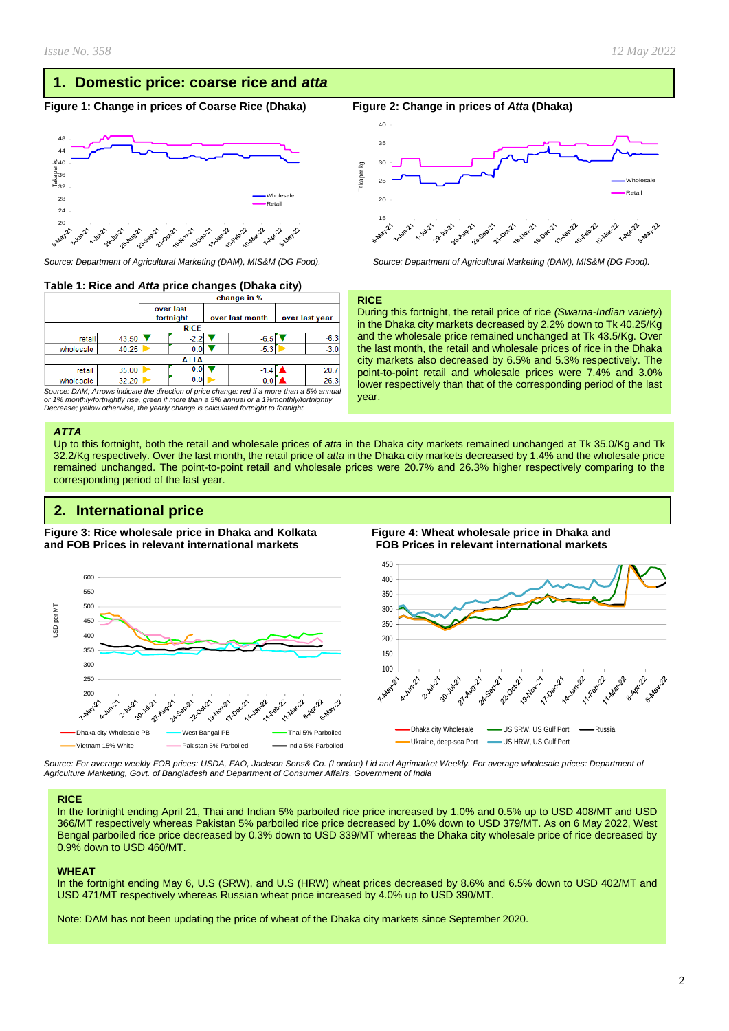## 1. Domestic price: coarse rice and *atta*

**Figure 1: Change in prices of Coarse Rice (Dhaka)**

*Source: Department of Agricultural Marketing (DAM), MIS&M (DG Food).*

**Figure 2: Change in prices of *Atta* (Dhaka)**

*Source: Department of Agricultural Marketing (DAM), MIS&M (DG Food).*

**Table 1: Rice and *Atta* price changes (Dhaka city)**

| | | change in % | | |
|---|---|---|---|---|
| | | over last fortnight | over last month | over last year |
| **RICE** | | | | |
| retail | 43.50 | ▼ -2.2 | ▼ -6.5 | ▼ -6.3 |
| wholesale | 40.25 | ► 0.0 | ▼ -5.3 | ► -3.0 |
| **ATTA** | | | | |
| retail | 35.00 | ► 0.0 | ▼ -1.4 | ▲ 20.7 |
| wholesale | 32.20 | ► 0.0 | ► 0.0 | ▲ 26.3 |

*Source: DAM; Arrows indicate the direction of price change: red if a more than a 5% annual or 1% monthly/fortnightly rise, green if more than a 5% annual or a 1%monthly/fortnightly Decrease; yellow otherwise, the yearly change is calculated fortnight to fortnight.*

**RICE**

During this fortnight, the retail price of rice *(Swarna-Indian variety)* in the Dhaka city markets decreased by 2.2% down to Tk 40.25/Kg and the wholesale price remained unchanged at Tk 43.5/Kg. Over the last month, the retail and wholesale price of rice in the Dhaka city markets also decreased by 6.5% and 5.3% respectively. The point-to-point retail and wholesale prices were 7.4% and 3.0% lower respectively than that of the corresponding period of the last year.

***ATTA***

Up to this fortnight, both the retail and wholesale prices of *atta* in the Dhaka city markets remained unchanged at Tk 35.0/Kg and Tk 32.2/Kg respectively. Over the last month, the retail price of *atta* in the Dhaka city markets decreased by 1.4% and the wholesale price remained unchanged. The point-to-point retail and wholesale prices were 20.7% and 26.3% higher respectively comparing to the corresponding period of the last year.

## 2. International price

**Figure 3: Rice wholesale price in Dhaka and Kolkata and FOB Prices in relevant international markets**

**Figure 4: Wheat wholesale price in Dhaka and FOB Prices in relevant international markets**

*Source: For average weekly FOB prices: USDA, FAO, Jackson Sons& Co. (London) Lid and Agrimarket Weekly. For average wholesale prices: Department of Agriculture Marketing, Govt. of Bangladesh and Department of Consumer Affairs, Government of India*

**RICE**

In the fortnight ending April 21, Thai and Indian 5% parboiled rice price increased by 1.0% and 0.5% up to USD 408/MT and USD 366/MT respectively whereas Pakistan 5% parboiled rice price decreased by 1.0% down to USD 379/MT. As on 6 May 2022, West Bengal parboiled rice price decreased by 0.3% down to USD 339/MT whereas the Dhaka city wholesale price of rice decreased by 0.9% down to USD 460/MT.

**WHEAT**

In the fortnight ending May 6, U.S (SRW), and U.S (HRW) wheat prices decreased by 8.6% and 6.5% down to USD 402/MT and USD 471/MT respectively whereas Russian wheat price increased by 4.0% up to USD 390/MT.

Note: DAM has not been updating the price of wheat of the Dhaka city markets since September 2020.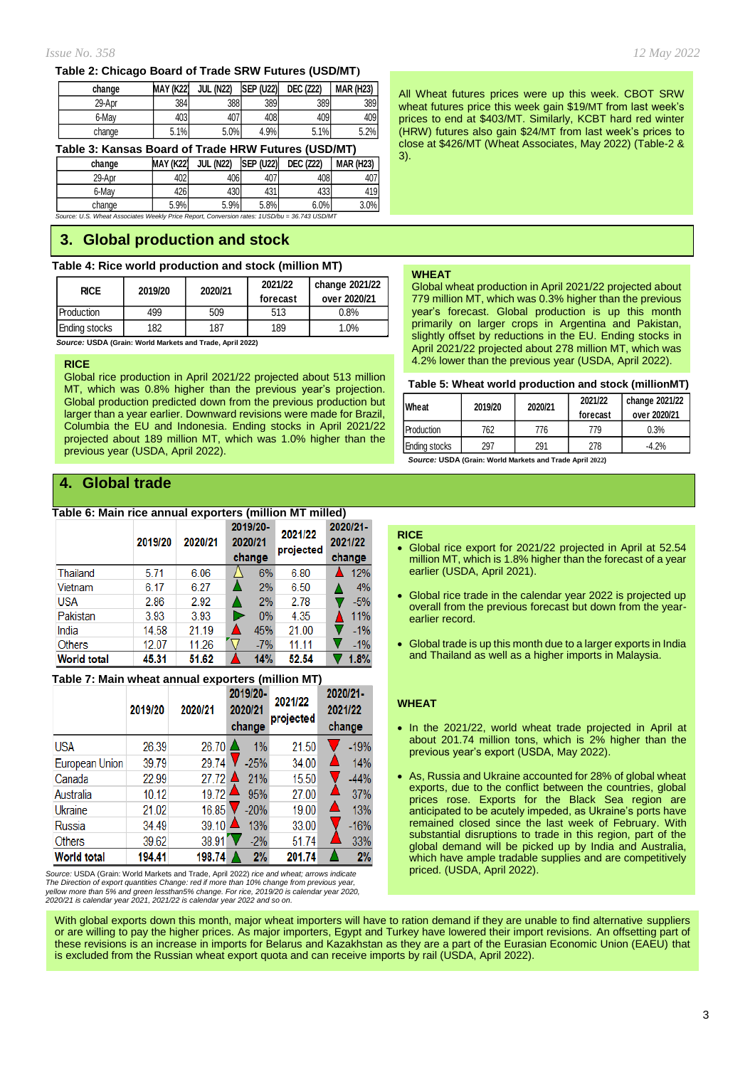**Table 2: Chicago Board of Trade SRW Futures (USD/MT)**

| change | MAY (K22) | JUL (N22) | SEP (U22) | DEC (Z22) | MAR (H23) |
|---|---|---|---|---|---|
| 29-Apr | 384 | 388 | 389 | 389 | 389 |
| 6-May | 403 | 407 | 408 | 409 | 409 |
| change | 5.1% | 5.0% | 4.9% | 5.1% | 5.2% |

**Table 3: Kansas Board of Trade HRW Futures (USD/MT)**

| change | MAY (K22) | JUL (N22) | SEP (U22) | DEC (Z22) | MAR (H23) |
|---|---|---|---|---|---|
| 29-Apr | 402 | 406 | 407 | 408 | 407 |
| 6-May | 426 | 430 | 431 | 433 | 419 |
| change | 5.9% | 5.9% | 5.8% | 6.0% | 3.0% |

*Source: U.S. Wheat Associates Weekly Price Report, Conversion rates: 1USD/bu = 36.743 USD/MT*

All Wheat futures prices were up this week. CBOT SRW wheat futures price this week gain $19/MT from last week's prices to end at $403/MT. Similarly, KCBT hard red winter (HRW) futures also gain $24/MT from last week's prices to close at $426/MT (Wheat Associates, May 2022) (Table-2 & 3).

## 3. Global production and stock

**Table 4: Rice world production and stock (million MT)**

| RICE | 2019/20 | 2020/21 | 2021/22 forecast | change 2021/22 over 2020/21 |
|---|---|---|---|---|
| Production | 499 | 509 | 513 | 0.8% |
| Ending stocks | 182 | 187 | 189 | 1.0% |

***Source:*** **USDA (Grain: World Markets and Trade, April 2022)**

**RICE**

Global rice production in April 2021/22 projected about 513 million MT, which was 0.8% higher than the previous year's projection. Global production predicted down from the previous production but larger than a year earlier. Downward revisions were made for Brazil, Columbia the EU and Indonesia. Ending stocks in April 2021/22 projected about 189 million MT, which was 1.0% higher than the previous year (USDA, April 2022).

**WHEAT**

Global wheat production in April 2021/22 projected about 779 million MT, which was 0.3% higher than the previous year's forecast. Global production is up this month primarily on larger crops in Argentina and Pakistan, slightly offset by reductions in the EU. Ending stocks in April 2021/22 projected about 278 million MT, which was 4.2% lower than the previous year (USDA, April 2022).

**Table 5: Wheat world production and stock (millionMT)**

| Wheat | 2019/20 | 2020/21 | 2021/22 forecast | change 2021/22 over 2020/21 |
|---|---|---|---|---|
| Production | 762 | 776 | 779 | 0.3% |
| Ending stocks | 297 | 291 | 278 | -4.2% |

***Source:*** **USDA (Grain: World Markets and Trade April 2022)**

## 4. Global trade

**Table 6: Main rice annual exporters (million MT milled)**

| | 2019/20 | 2020/21 | 2019/20-2020/21 change | 2021/22 projected | 2020/21-2021/22 change |
|---|---|---|---|---|---|
| Thailand | 5.71 | 6.06 | 6% | 6.80 | 12% |
| Vietnam | 6.17 | 6.27 | 2% | 6.50 | 4% |
| USA | 2.86 | 2.92 | 2% | 2.78 | -5% |
| Pakistan | 3.93 | 3.93 | 0% | 4.35 | 11% |
| India | 14.58 | 21.19 | 45% | 21.00 | -1% |
| Others | 12.07 | 11.26 | -7% | 11.11 | -1% |
| **World total** | **45.31** | **51.62** | **14%** | **52.54** | **1.8%** |

**Table 7: Main wheat annual exporters (million MT)**

| | 2019/20 | 2020/21 | 2019/20-2020/21 change | 2021/22 projected | 2020/21-2021/22 change |
|---|---|---|---|---|---|
| USA | 26.39 | 26.70 | 1% | 21.50 | -19% |
| European Union | 39.79 | 29.74 | -25% | 34.00 | 14% |
| Canada | 22.99 | 27.72 | 21% | 15.50 | -44% |
| Australia | 10.12 | 19.72 | 95% | 27.00 | 37% |
| Ukraine | 21.02 | 16.85 | -20% | 19.00 | 13% |
| Russia | 34.49 | 39.10 | 13% | 33.00 | -16% |
| Others | 39.62 | 38.91 | -2% | 51.74 | 33% |
| **World total** | **194.41** | **198.74** | **2%** | **201.74** | **2%** |

*Source:* USDA (Grain: World Markets and Trade, April 2022) *rice and wheat; arrows indicate The Direction of export quantities Change: red if more than 10% change from previous year, yellow more than 5% and green lessthan5% change. For rice, 2019/20 is calendar year 2020, 2020/21 is calendar year 2021, 2021/22 is calendar year 2022 and so on.*

**RICE**

- Global rice export for 2021/22 projected in April at 52.54 million MT, which is 1.8% higher than the forecast of a year earlier (USDA, April 2021).
- Global rice trade in the calendar year 2022 is projected up overall from the previous forecast but down from the year-earlier record.
- Global trade is up this month due to a larger exports in India and Thailand as well as a higher imports in Malaysia.

**WHEAT**

- In the 2021/22, world wheat trade projected in April at about 201.74 million tons, which is 2% higher than the previous year's export (USDA, May 2022).
- As, Russia and Ukraine accounted for 28% of global wheat exports, due to the conflict between the countries, global prices rose. Exports for the Black Sea region are anticipated to be acutely impeded, as Ukraine's ports have remained closed since the last week of February. With substantial disruptions to trade in this region, part of the global demand will be picked up by India and Australia, which have ample tradable supplies and are competitively priced. (USDA, April 2022).

With global exports down this month, major wheat importers will have to ration demand if they are unable to find alternative suppliers or are willing to pay the higher prices. As major importers, Egypt and Turkey have lowered their import revisions. An offsetting part of these revisions is an increase in imports for Belarus and Kazakhstan as they are a part of the Eurasian Economic Union (EAEU) that is excluded from the Russian wheat export quota and can receive imports by rail (USDA, April 2022).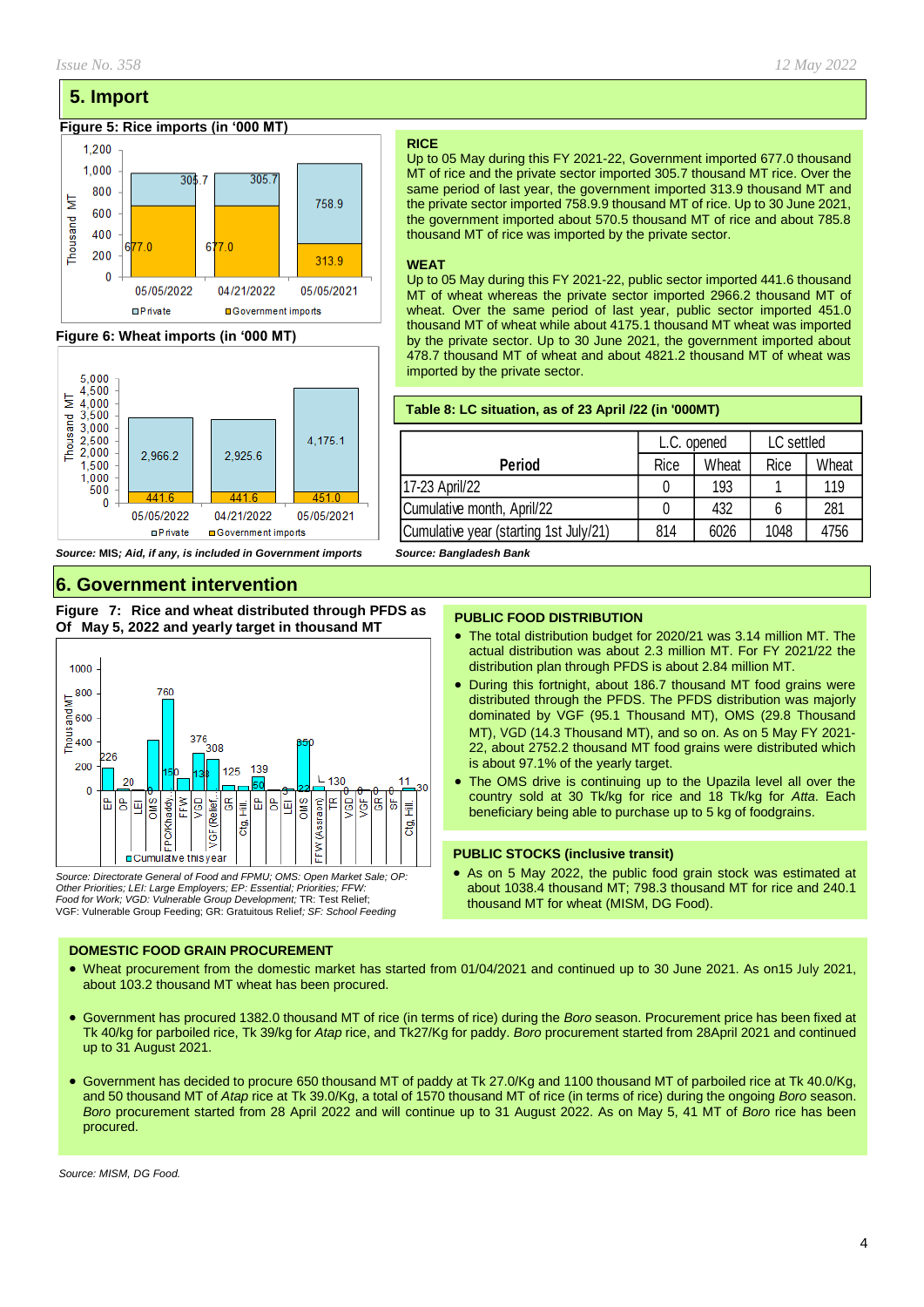## 5. Import

**Figure 5: Rice imports (in '000 MT)**

Thousand MT
1,200
1,000
800
600
400
200
0
305.7 305.7 758.9
677.0 677.0 313.9
05/05/2022 04/21/2022 05/05/2021
Private Government imports

**Figure 6: Wheat imports (in '000 MT)**

Thousand MT
5,000
4,500
4,000
3,500
3,000
2,500
2,000
1,500
1,000
500
0
2,966.2 2,925.6 4,175.1
441.6 441.6 451.0
05/05/2022 04/21/2022 05/05/2021
Private Government imports

*Source: MIS; Aid, if any, is included in Government imports*

**RICE**

Up to 05 May during this FY 2021-22, Government imported 677.0 thousand MT of rice and the private sector imported 305.7 thousand MT rice. Over the same period of last year, the government imported 313.9 thousand MT and the private sector imported 758.9.9 thousand MT of rice. Up to 30 June 2021, the government imported about 570.5 thousand MT of rice and about 785.8 thousand MT of rice was imported by the private sector.

**WEAT**

Up to 05 May during this FY 2021-22, public sector imported 441.6 thousand MT of wheat whereas the private sector imported 2966.2 thousand MT of wheat. Over the same period of last year, public sector imported 451.0 thousand MT of wheat while about 4175.1 thousand MT wheat was imported by the private sector. Up to 30 June 2021, the government imported about 478.7 thousand MT of wheat and about 4821.2 thousand MT of wheat was imported by the private sector.

**Table 8: LC situation, as of 23 April /22 (in '000MT)**

| Period | L.C. opened | | LC settled | |
|---|---|---|---|---|
| | Rice | Wheat | Rice | Wheat |
| 17-23 April/22 | 0 | 193 | 1 | 119 |
| Cumulative month, April/22 | 0 | 432 | 6 | 281 |
| Cumulative year (starting 1st July/21) | 814 | 6026 | 1048 | 4756 |

*Source: Bangladesh Bank*

## 6. Government intervention

**Figure 7: Rice and wheat distributed through PFDS as Of May 5, 2022 and yearly target in thousand MT**

Thousand MT
1000
800
600
400
200
0
226 20 760 150 376 138 308 125 139 50 0 0 22 350 130 0 0 0 0 11 30
EP OP LEI OMS FPC/Khaddy.. FFW VGD VGF (Relief.. GR Ctg. Hill.. EP OP LEI OMS FFW (Assraon) TR VGD VGF GR SF Ctg. Hill..
Cumulative this year

*Source: Directorate General of Food and FPMU; OMS: Open Market Sale; OP: Other Priorities; LEI: Large Employers; EP: Essential; Priorities; FFW: Food for Work; VGD: Vulnerable Group Development;* TR: Test Relief; VGF: Vulnerable Group Feeding; GR: Gratuitous Relief; *SF: School Feeding*

**PUBLIC FOOD DISTRIBUTION**

- The total distribution budget for 2020/21 was 3.14 million MT. The actual distribution was about 2.3 million MT. For FY 2021/22 the distribution plan through PFDS is about 2.84 million MT.
- During this fortnight, about 186.7 thousand MT food grains were distributed through the PFDS. The PFDS distribution was majorly dominated by VGF (95.1 Thousand MT), OMS (29.8 Thousand MT), VGD (14.3 Thousand MT), and so on. As on 5 May FY 2021-22, about 2752.2 thousand MT food grains were distributed which is about 97.1% of the yearly target.
- The OMS drive is continuing up to the Upazila level all over the country sold at 30 Tk/kg for rice and 18 Tk/kg for *Atta*. Each beneficiary being able to purchase up to 5 kg of foodgrains.

**PUBLIC STOCKS (inclusive transit)**

- As on 5 May 2022, the public food grain stock was estimated at about 1038.4 thousand MT; 798.3 thousand MT for rice and 240.1 thousand MT for wheat (MISM, DG Food).

**DOMESTIC FOOD GRAIN PROCUREMENT**

- Wheat procurement from the domestic market has started from 01/04/2021 and continued up to 30 June 2021. As on15 July 2021, about 103.2 thousand MT wheat has been procured.
- Government has procured 1382.0 thousand MT of rice (in terms of rice) during the *Boro* season. Procurement price has been fixed at Tk 40/kg for parboiled rice, Tk 39/kg for *Atap* rice, and Tk27/Kg for paddy. *Boro* procurement started from 28April 2021 and continued up to 31 August 2021.
- Government has decided to procure 650 thousand MT of paddy at Tk 27.0/Kg and 1100 thousand MT of parboiled rice at Tk 40.0/Kg, and 50 thousand MT of *Atap* rice at Tk 39.0/Kg, a total of 1570 thousand MT of rice (in terms of rice) during the ongoing *Boro* season. *Boro* procurement started from 28 April 2022 and will continue up to 31 August 2022. As on May 5, 41 MT of *Boro* rice has been procured.

*Source: MISM, DG Food.*